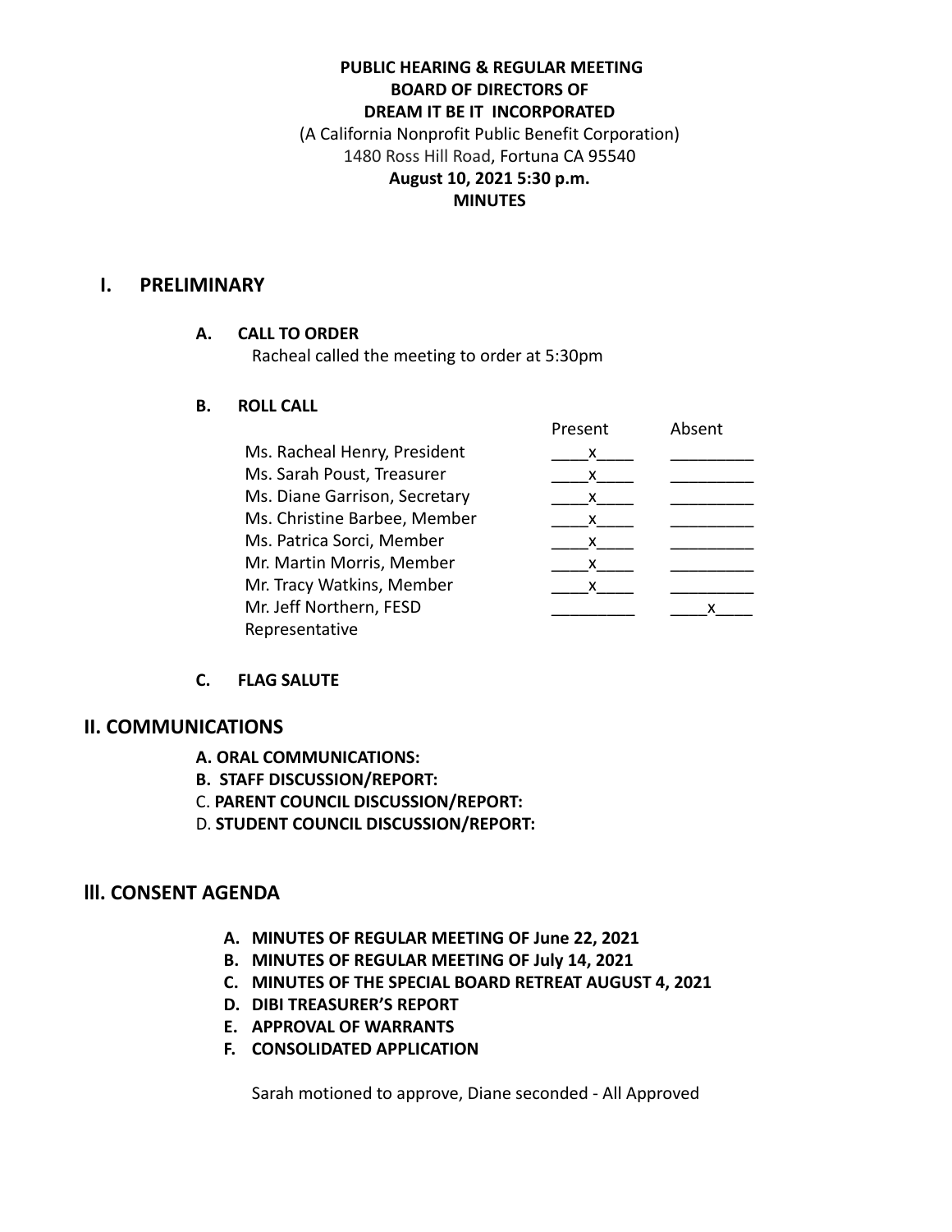**PUBLIC HEARING & REGULAR MEETING**
**BOARD OF DIRECTORS OF**
**DREAM IT BE IT INCORPORATED**
(A California Nonprofit Public Benefit Corporation)
1480 Ross Hill Road, Fortuna CA 95540
**August 10, 2021 5:30 p.m.**
**MINUTES**

# I. PRELIMINARY

### A. CALL TO ORDER

Racheal called the meeting to order at 5:30pm

### B. ROLL CALL

| | Present | Absent |
|---|---|---|
| Ms. Racheal Henry, President | x | |
| Ms. Sarah Poust, Treasurer | x | |
| Ms. Diane Garrison, Secretary | x | |
| Ms. Christine Barbee, Member | x | |
| Ms. Patrica Sorci, Member | x | |
| Mr. Martin Morris, Member | x | |
| Mr. Tracy Watkins, Member | x | |
| Mr. Jeff Northern, FESD Representative | | x |

### C. FLAG SALUTE

# II. COMMUNICATIONS

- **A. ORAL COMMUNICATIONS:**
- **B. STAFF DISCUSSION/REPORT:**
- C. **PARENT COUNCIL DISCUSSION/REPORT:**
- D. **STUDENT COUNCIL DISCUSSION/REPORT:**

# III. CONSENT AGENDA

- **A. MINUTES OF REGULAR MEETING OF June 22, 2021**
- **B. MINUTES OF REGULAR MEETING OF July 14, 2021**
- **C. MINUTES OF THE SPECIAL BOARD RETREAT AUGUST 4, 2021**
- **D. DIBI TREASURER'S REPORT**
- **E. APPROVAL OF WARRANTS**
- **F. CONSOLIDATED APPLICATION**

Sarah motioned to approve, Diane seconded - All Approved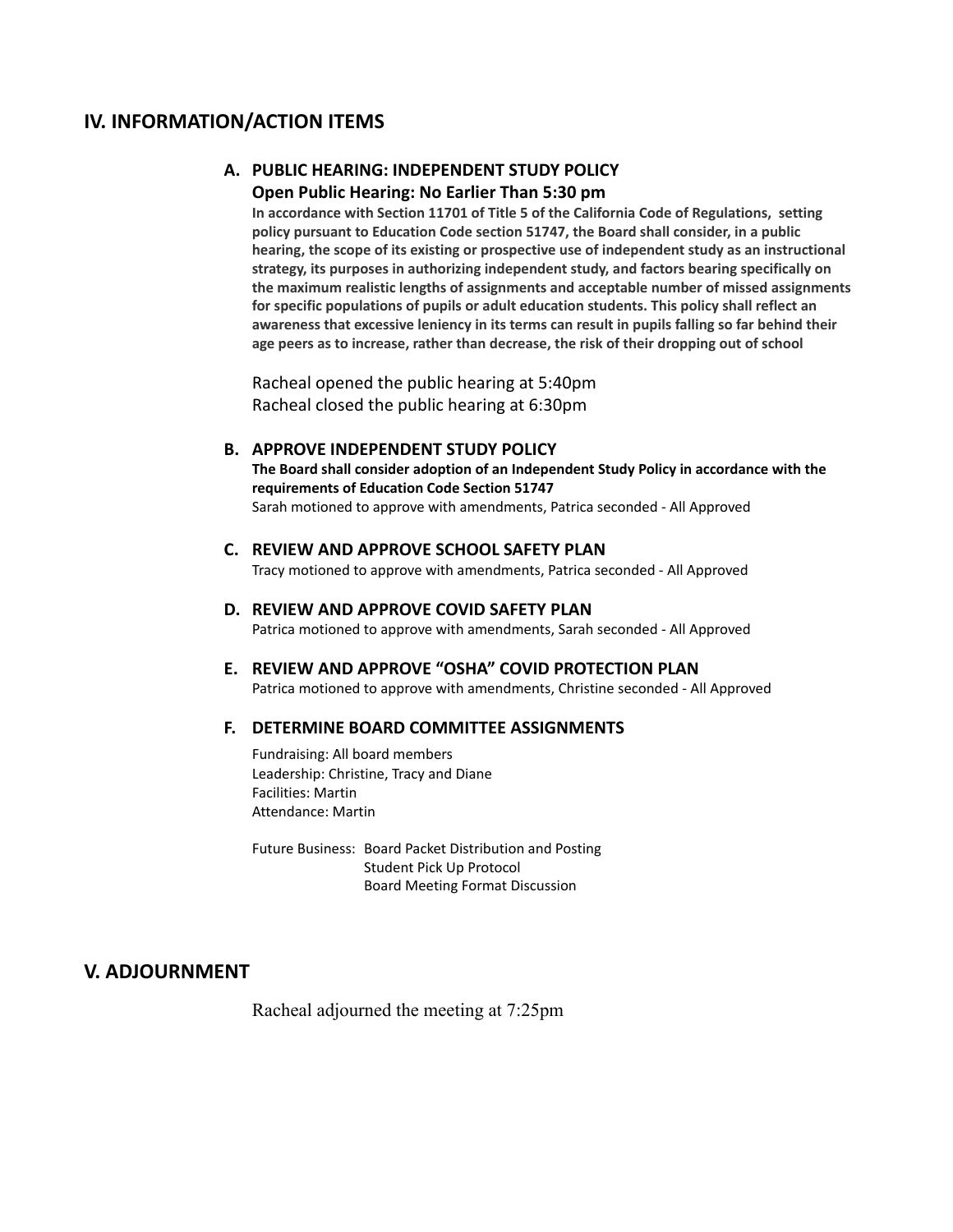## IV. INFORMATION/ACTION ITEMS

### A. PUBLIC HEARING: INDEPENDENT STUDY POLICY

**Open Public Hearing: No Earlier Than 5:30 pm**

**In accordance with Section 11701 of Title 5 of the California Code of Regulations, setting policy pursuant to Education Code section 51747, the Board shall consider, in a public hearing, the scope of its existing or prospective use of independent study as an instructional strategy, its purposes in authorizing independent study, and factors bearing specifically on the maximum realistic lengths of assignments and acceptable number of missed assignments for specific populations of pupils or adult education students. This policy shall reflect an awareness that excessive leniency in its terms can result in pupils falling so far behind their age peers as to increase, rather than decrease, the risk of their dropping out of school**

Racheal opened the public hearing at 5:40pm
Racheal closed the public hearing at 6:30pm

### B. APPROVE INDEPENDENT STUDY POLICY

**The Board shall consider adoption of an Independent Study Policy in accordance with the requirements of Education Code Section 51747**

Sarah motioned to approve with amendments, Patrica seconded - All Approved

### C. REVIEW AND APPROVE SCHOOL SAFETY PLAN

Tracy motioned to approve with amendments, Patrica seconded - All Approved

### D. REVIEW AND APPROVE COVID SAFETY PLAN

Patrica motioned to approve with amendments, Sarah seconded - All Approved

### E. REVIEW AND APPROVE "OSHA" COVID PROTECTION PLAN

Patrica motioned to approve with amendments, Christine seconded - All Approved

### F. DETERMINE BOARD COMMITTEE ASSIGNMENTS

Fundraising: All board members
Leadership: Christine, Tracy and Diane
Facilities: Martin
Attendance: Martin

Future Business: Board Packet Distribution and Posting
Student Pick Up Protocol
Board Meeting Format Discussion

## V. ADJOURNMENT

Racheal adjourned the meeting at 7:25pm